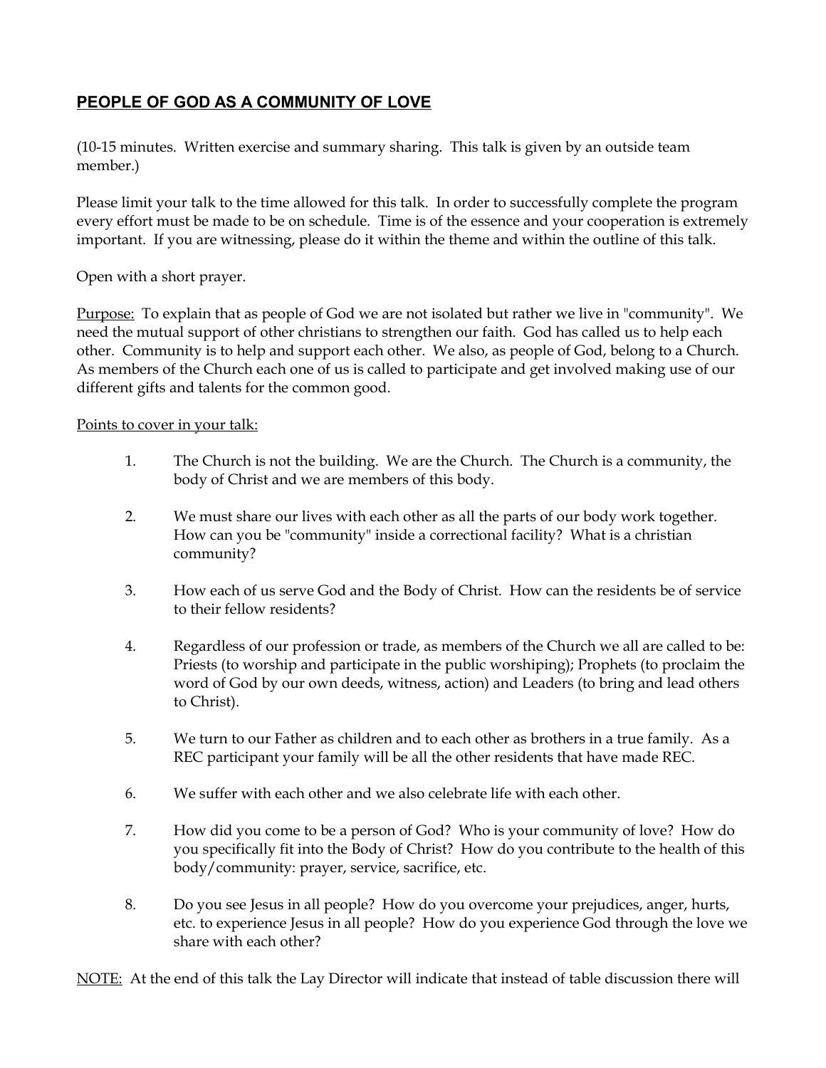## PEOPLE OF GOD AS A COMMUNITY OF LOVE

(10-15 minutes. Written exercise and summary sharing. This talk is given by an outside team member.)

Please limit your talk to the time allowed for this talk. In order to successfully complete the program every effort must be made to be on schedule. Time is of the essence and your cooperation is extremely important. If you are witnessing, please do it within the theme and within the outline of this talk.

Open with a short prayer.

<u>Purpose:</u> To explain that as people of God we are not isolated but rather we live in "community". We need the mutual support of other christians to strengthen our faith. God has called us to help each other. Community is to help and support each other. We also, as people of God, belong to a Church. As members of the Church each one of us is called to participate and get involved making use of our different gifts and talents for the common good.

<u>Points to cover in your talk:</u>

1. The Church is not the building. We are the Church. The Church is a community, the body of Christ and we are members of this body.

2. We must share our lives with each other as all the parts of our body work together. How can you be "community" inside a correctional facility? What is a christian community?

3. How each of us serve God and the Body of Christ. How can the residents be of service to their fellow residents?

4. Regardless of our profession or trade, as members of the Church we all are called to be: Priests (to worship and participate in the public worshiping); Prophets (to proclaim the word of God by our own deeds, witness, action) and Leaders (to bring and lead others to Christ).

5. We turn to our Father as children and to each other as brothers in a true family. As a REC participant your family will be all the other residents that have made REC.

6. We suffer with each other and we also celebrate life with each other.

7. How did you come to be a person of God? Who is your community of love? How do you specifically fit into the Body of Christ? How do you contribute to the health of this body/community: prayer, service, sacrifice, etc.

8. Do you see Jesus in all people? How do you overcome your prejudices, anger, hurts, etc. to experience Jesus in all people? How do you experience God through the love we share with each other?

<u>NOTE:</u> At the end of this talk the Lay Director will indicate that instead of table discussion there will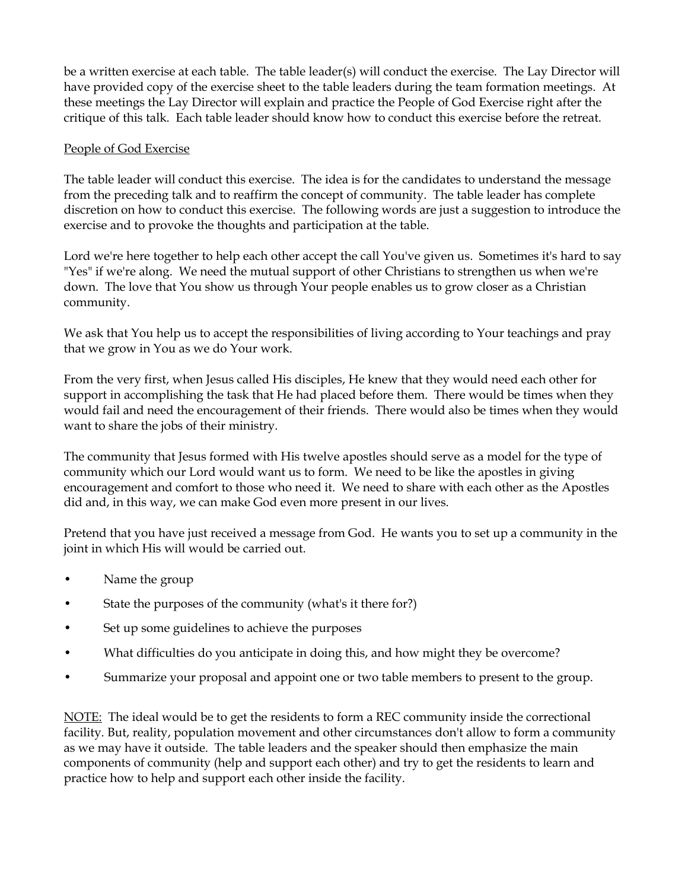be a written exercise at each table. The table leader(s) will conduct the exercise. The Lay Director will have provided copy of the exercise sheet to the table leaders during the team formation meetings. At these meetings the Lay Director will explain and practice the People of God Exercise right after the critique of this talk. Each table leader should know how to conduct this exercise before the retreat.

<u>People of God Exercise</u>

The table leader will conduct this exercise. The idea is for the candidates to understand the message from the preceding talk and to reaffirm the concept of community. The table leader has complete discretion on how to conduct this exercise. The following words are just a suggestion to introduce the exercise and to provoke the thoughts and participation at the table.

Lord we're here together to help each other accept the call You've given us. Sometimes it's hard to say "Yes" if we're along. We need the mutual support of other Christians to strengthen us when we're down. The love that You show us through Your people enables us to grow closer as a Christian community.

We ask that You help us to accept the responsibilities of living according to Your teachings and pray that we grow in You as we do Your work.

From the very first, when Jesus called His disciples, He knew that they would need each other for support in accomplishing the task that He had placed before them. There would be times when they would fail and need the encouragement of their friends. There would also be times when they would want to share the jobs of their ministry.

The community that Jesus formed with His twelve apostles should serve as a model for the type of community which our Lord would want us to form. We need to be like the apostles in giving encouragement and comfort to those who need it. We need to share with each other as the Apostles did and, in this way, we can make God even more present in our lives.

Pretend that you have just received a message from God. He wants you to set up a community in the joint in which His will would be carried out.

- Name the group
- State the purposes of the community (what's it there for?)
- Set up some guidelines to achieve the purposes
- What difficulties do you anticipate in doing this, and how might they be overcome?
- Summarize your proposal and appoint one or two table members to present to the group.

<u>NOTE:</u> The ideal would be to get the residents to form a REC community inside the correctional facility. But, reality, population movement and other circumstances don't allow to form a community as we may have it outside. The table leaders and the speaker should then emphasize the main components of community (help and support each other) and try to get the residents to learn and practice how to help and support each other inside the facility.